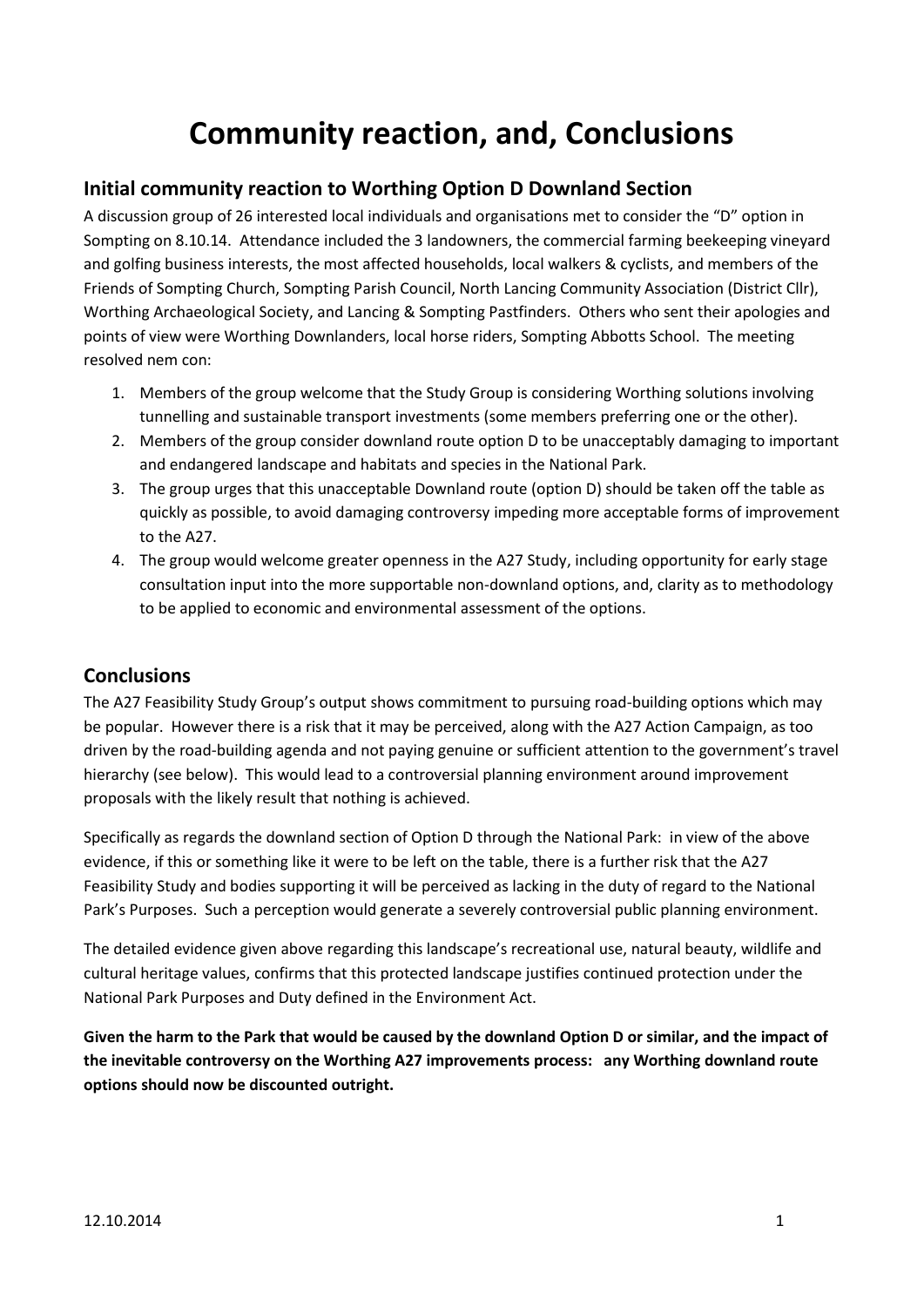# Community reaction, and, Conclusions

## Initial community reaction to Worthing Option D Downland Section

A discussion group of 26 interested local individuals and organisations met to consider the "D" option in Sompting on 8.10.14. Attendance included the 3 landowners, the commercial farming beekeeping vineyard and golfing business interests, the most affected households, local walkers & cyclists, and members of the Friends of Sompting Church, Sompting Parish Council, North Lancing Community Association (District Cllr), Worthing Archaeological Society, and Lancing & Sompting Pastfinders. Others who sent their apologies and points of view were Worthing Downlanders, local horse riders, Sompting Abbotts School. The meeting resolved nem con:

1. Members of the group welcome that the Study Group is considering Worthing solutions involving tunnelling and sustainable transport investments (some members preferring one or the other).
2. Members of the group consider downland route option D to be unacceptably damaging to important and endangered landscape and habitats and species in the National Park.
3. The group urges that this unacceptable Downland route (option D) should be taken off the table as quickly as possible, to avoid damaging controversy impeding more acceptable forms of improvement to the A27.
4. The group would welcome greater openness in the A27 Study, including opportunity for early stage consultation input into the more supportable non-downland options, and, clarity as to methodology to be applied to economic and environmental assessment of the options.

## Conclusions

The A27 Feasibility Study Group's output shows commitment to pursuing road-building options which may be popular. However there is a risk that it may be perceived, along with the A27 Action Campaign, as too driven by the road-building agenda and not paying genuine or sufficient attention to the government's travel hierarchy (see below). This would lead to a controversial planning environment around improvement proposals with the likely result that nothing is achieved.

Specifically as regards the downland section of Option D through the National Park: in view of the above evidence, if this or something like it were to be left on the table, there is a further risk that the A27 Feasibility Study and bodies supporting it will be perceived as lacking in the duty of regard to the National Park's Purposes. Such a perception would generate a severely controversial public planning environment.

The detailed evidence given above regarding this landscape's recreational use, natural beauty, wildlife and cultural heritage values, confirms that this protected landscape justifies continued protection under the National Park Purposes and Duty defined in the Environment Act.

**Given the harm to the Park that would be caused by the downland Option D or similar, and the impact of the inevitable controversy on the Worthing A27 improvements process: any Worthing downland route options should now be discounted outright.**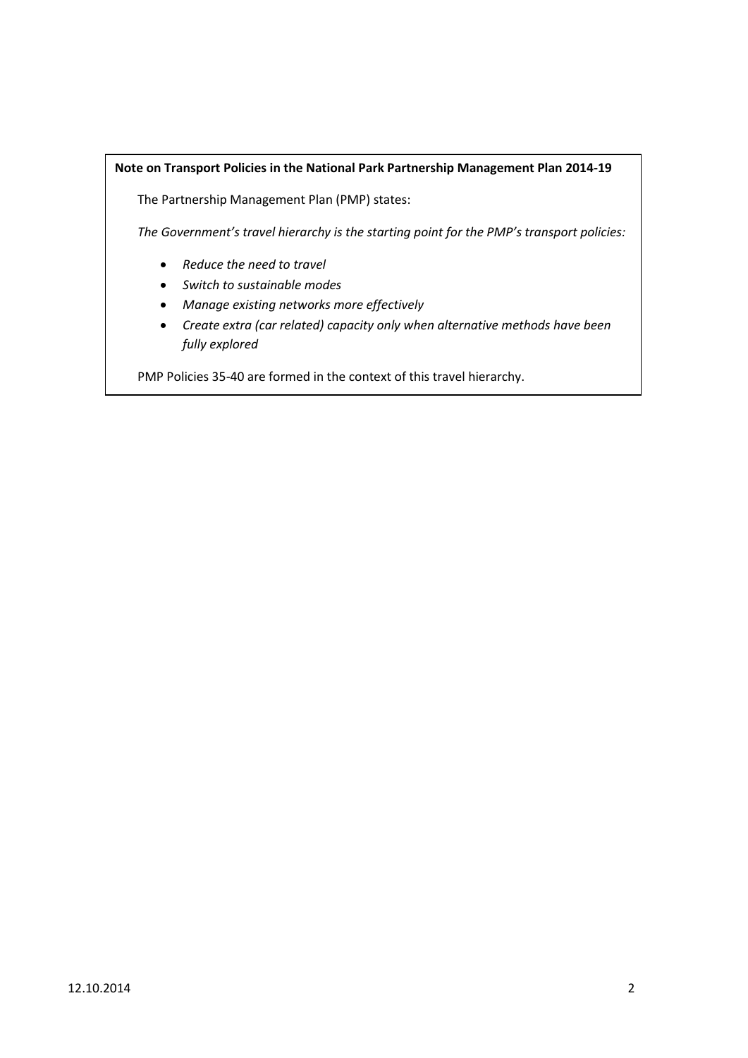**Note on Transport Policies in the National Park Partnership Management Plan 2014-19**

The Partnership Management Plan (PMP) states:

*The Government's travel hierarchy is the starting point for the PMP's transport policies:*

- *Reduce the need to travel*
- *Switch to sustainable modes*
- *Manage existing networks more effectively*
- *Create extra (car related) capacity only when alternative methods have been fully explored*

PMP Policies 35-40 are formed in the context of this travel hierarchy.

12.10.2014